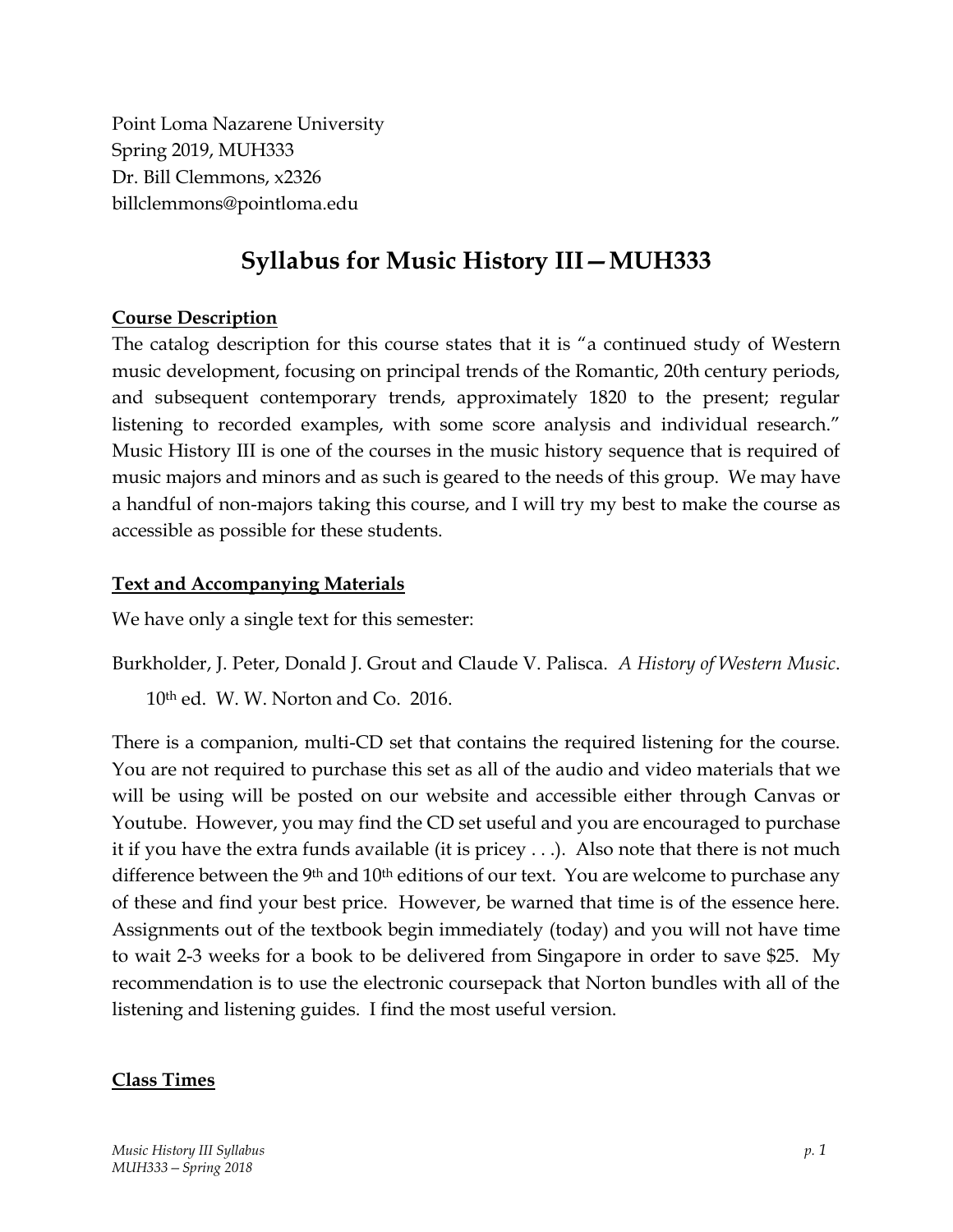Point Loma Nazarene University
Spring 2019, MUH333
Dr. Bill Clemmons, x2326
billclemmons@pointloma.edu

# Syllabus for Music History III—MUH333

## Course Description

The catalog description for this course states that it is "a continued study of Western music development, focusing on principal trends of the Romantic, 20th century periods, and subsequent contemporary trends, approximately 1820 to the present; regular listening to recorded examples, with some score analysis and individual research." Music History III is one of the courses in the music history sequence that is required of music majors and minors and as such is geared to the needs of this group. We may have a handful of non-majors taking this course, and I will try my best to make the course as accessible as possible for these students.

## Text and Accompanying Materials

We have only a single text for this semester:

Burkholder, J. Peter, Donald J. Grout and Claude V. Palisca. *A History of Western Music*. 10th ed. W. W. Norton and Co. 2016.

There is a companion, multi-CD set that contains the required listening for the course. You are not required to purchase this set as all of the audio and video materials that we will be using will be posted on our website and accessible either through Canvas or Youtube. However, you may find the CD set useful and you are encouraged to purchase it if you have the extra funds available (it is pricey . . .). Also note that there is not much difference between the 9th and 10th editions of our text. You are welcome to purchase any of these and find your best price. However, be warned that time is of the essence here. Assignments out of the textbook begin immediately (today) and you will not have time to wait 2-3 weeks for a book to be delivered from Singapore in order to save $25. My recommendation is to use the electronic coursepack that Norton bundles with all of the listening and listening guides. I find the most useful version.

## Class Times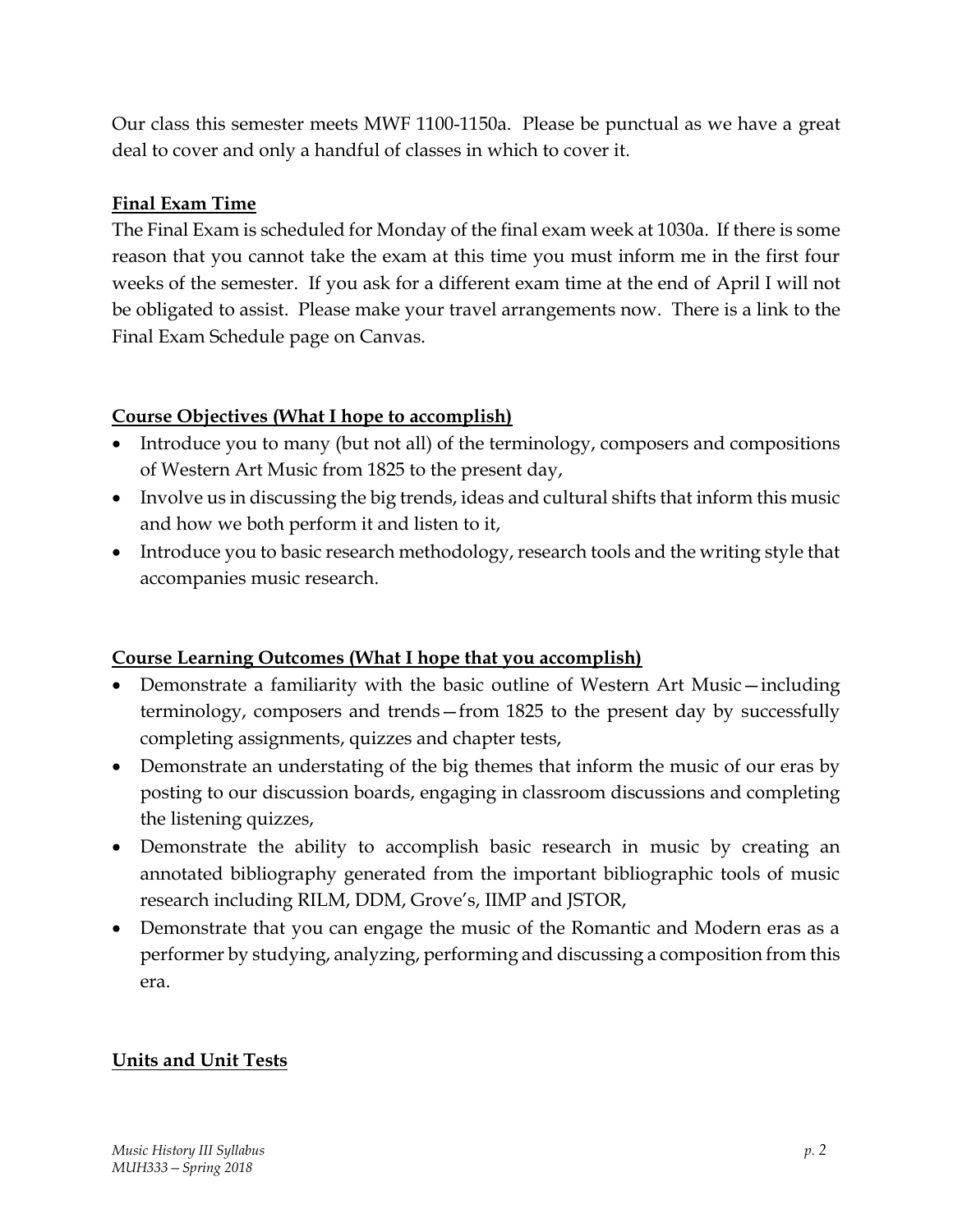Our class this semester meets MWF 1100-1150a. Please be punctual as we have a great deal to cover and only a handful of classes in which to cover it.

## Final Exam Time

The Final Exam is scheduled for Monday of the final exam week at 1030a. If there is some reason that you cannot take the exam at this time you must inform me in the first four weeks of the semester. If you ask for a different exam time at the end of April I will not be obligated to assist. Please make your travel arrangements now. There is a link to the Final Exam Schedule page on Canvas.

## Course Objectives (What I hope to accomplish)

- Introduce you to many (but not all) of the terminology, composers and compositions of Western Art Music from 1825 to the present day,
- Involve us in discussing the big trends, ideas and cultural shifts that inform this music and how we both perform it and listen to it,
- Introduce you to basic research methodology, research tools and the writing style that accompanies music research.

## Course Learning Outcomes (What I hope that you accomplish)

- Demonstrate a familiarity with the basic outline of Western Art Music—including terminology, composers and trends—from 1825 to the present day by successfully completing assignments, quizzes and chapter tests,
- Demonstrate an understating of the big themes that inform the music of our eras by posting to our discussion boards, engaging in classroom discussions and completing the listening quizzes,
- Demonstrate the ability to accomplish basic research in music by creating an annotated bibliography generated from the important bibliographic tools of music research including RILM, DDM, Grove's, IIMP and JSTOR,
- Demonstrate that you can engage the music of the Romantic and Modern eras as a performer by studying, analyzing, performing and discussing a composition from this era.

## Units and Unit Tests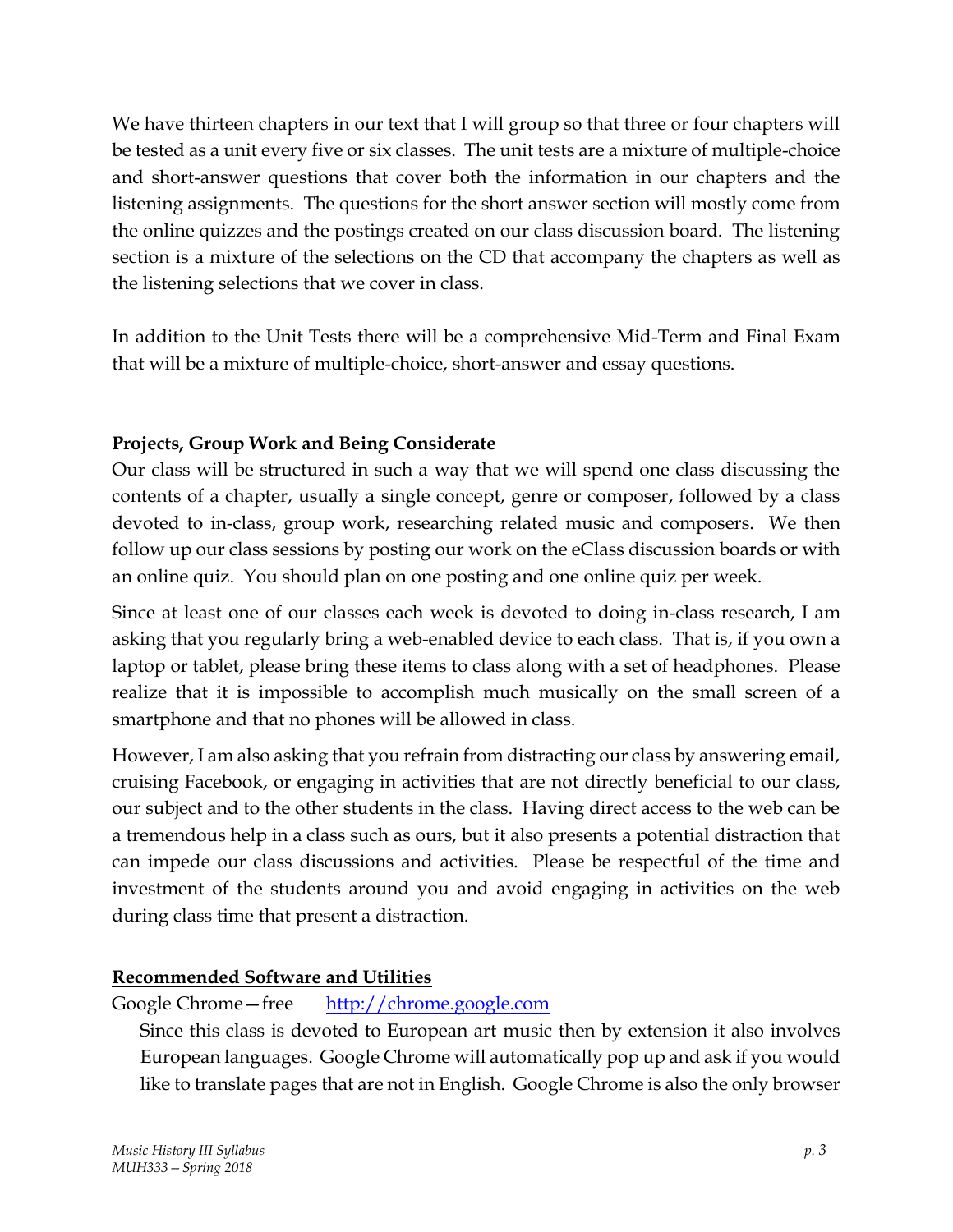We have thirteen chapters in our text that I will group so that three or four chapters will be tested as a unit every five or six classes. The unit tests are a mixture of multiple-choice and short-answer questions that cover both the information in our chapters and the listening assignments. The questions for the short answer section will mostly come from the online quizzes and the postings created on our class discussion board. The listening section is a mixture of the selections on the CD that accompany the chapters as well as the listening selections that we cover in class.

In addition to the Unit Tests there will be a comprehensive Mid-Term and Final Exam that will be a mixture of multiple-choice, short-answer and essay questions.

## Projects, Group Work and Being Considerate

Our class will be structured in such a way that we will spend one class discussing the contents of a chapter, usually a single concept, genre or composer, followed by a class devoted to in-class, group work, researching related music and composers. We then follow up our class sessions by posting our work on the eClass discussion boards or with an online quiz. You should plan on one posting and one online quiz per week.

Since at least one of our classes each week is devoted to doing in-class research, I am asking that you regularly bring a web-enabled device to each class. That is, if you own a laptop or tablet, please bring these items to class along with a set of headphones. Please realize that it is impossible to accomplish much musically on the small screen of a smartphone and that no phones will be allowed in class.

However, I am also asking that you refrain from distracting our class by answering email, cruising Facebook, or engaging in activities that are not directly beneficial to our class, our subject and to the other students in the class. Having direct access to the web can be a tremendous help in a class such as ours, but it also presents a potential distraction that can impede our class discussions and activities. Please be respectful of the time and investment of the students around you and avoid engaging in activities on the web during class time that present a distraction.

## Recommended Software and Utilities

Google Chrome—free [http://chrome.google.com](http://chrome.google.com)

Since this class is devoted to European art music then by extension it also involves European languages. Google Chrome will automatically pop up and ask if you would like to translate pages that are not in English. Google Chrome is also the only browser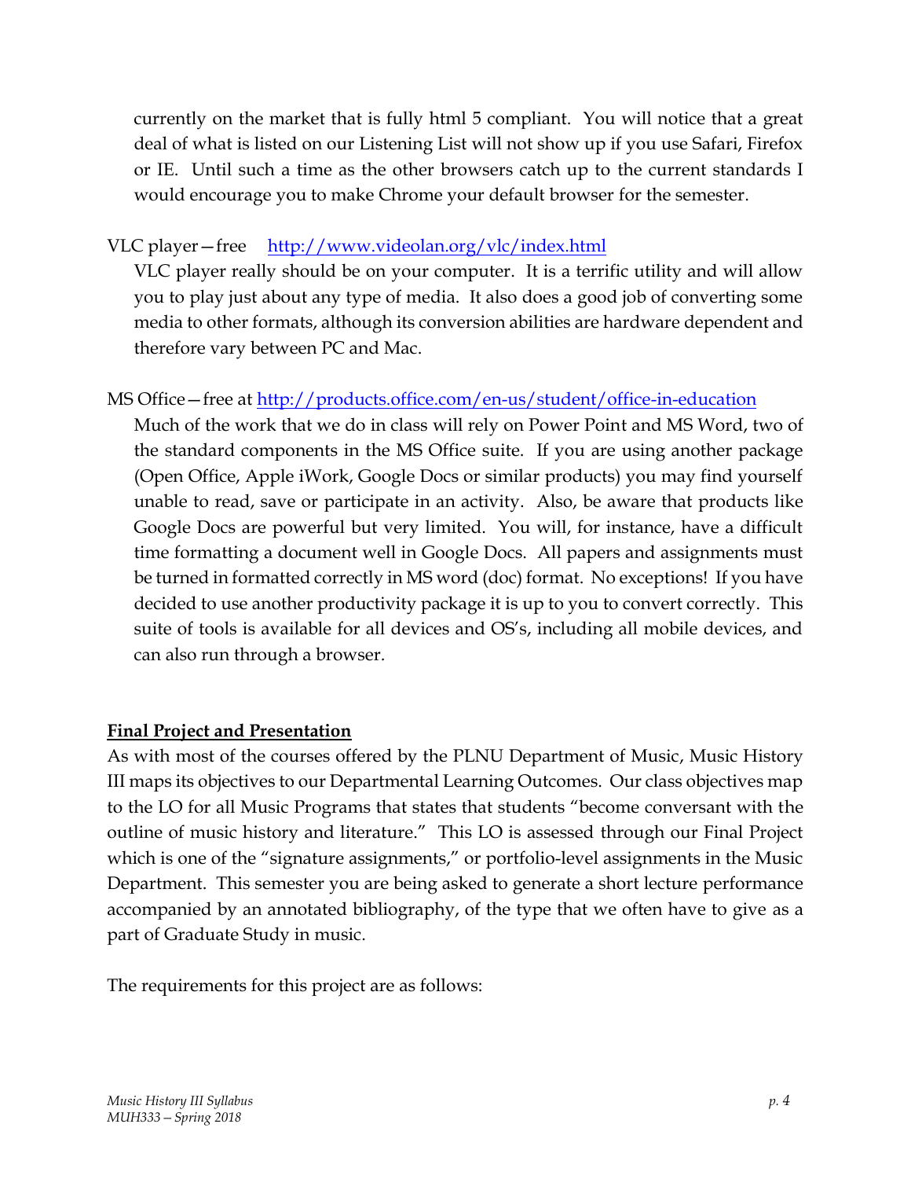currently on the market that is fully html 5 compliant. You will notice that a great deal of what is listed on our Listening List will not show up if you use Safari, Firefox or IE. Until such a time as the other browsers catch up to the current standards I would encourage you to make Chrome your default browser for the semester.

VLC player—free [http://www.videolan.org/vlc/index.html](http://www.videolan.org/vlc/index.html)

VLC player really should be on your computer. It is a terrific utility and will allow you to play just about any type of media. It also does a good job of converting some media to other formats, although its conversion abilities are hardware dependent and therefore vary between PC and Mac.

MS Office—free at [http://products.office.com/en-us/student/office-in-education](http://products.office.com/en-us/student/office-in-education)

Much of the work that we do in class will rely on Power Point and MS Word, two of the standard components in the MS Office suite. If you are using another package (Open Office, Apple iWork, Google Docs or similar products) you may find yourself unable to read, save or participate in an activity. Also, be aware that products like Google Docs are powerful but very limited. You will, for instance, have a difficult time formatting a document well in Google Docs. All papers and assignments must be turned in formatted correctly in MS word (doc) format. No exceptions! If you have decided to use another productivity package it is up to you to convert correctly. This suite of tools is available for all devices and OS's, including all mobile devices, and can also run through a browser.

**<u>Final Project and Presentation</u>**

As with most of the courses offered by the PLNU Department of Music, Music History III maps its objectives to our Departmental Learning Outcomes. Our class objectives map to the LO for all Music Programs that states that students "become conversant with the outline of music history and literature." This LO is assessed through our Final Project which is one of the "signature assignments," or portfolio-level assignments in the Music Department. This semester you are being asked to generate a short lecture performance accompanied by an annotated bibliography, of the type that we often have to give as a part of Graduate Study in music.

The requirements for this project are as follows: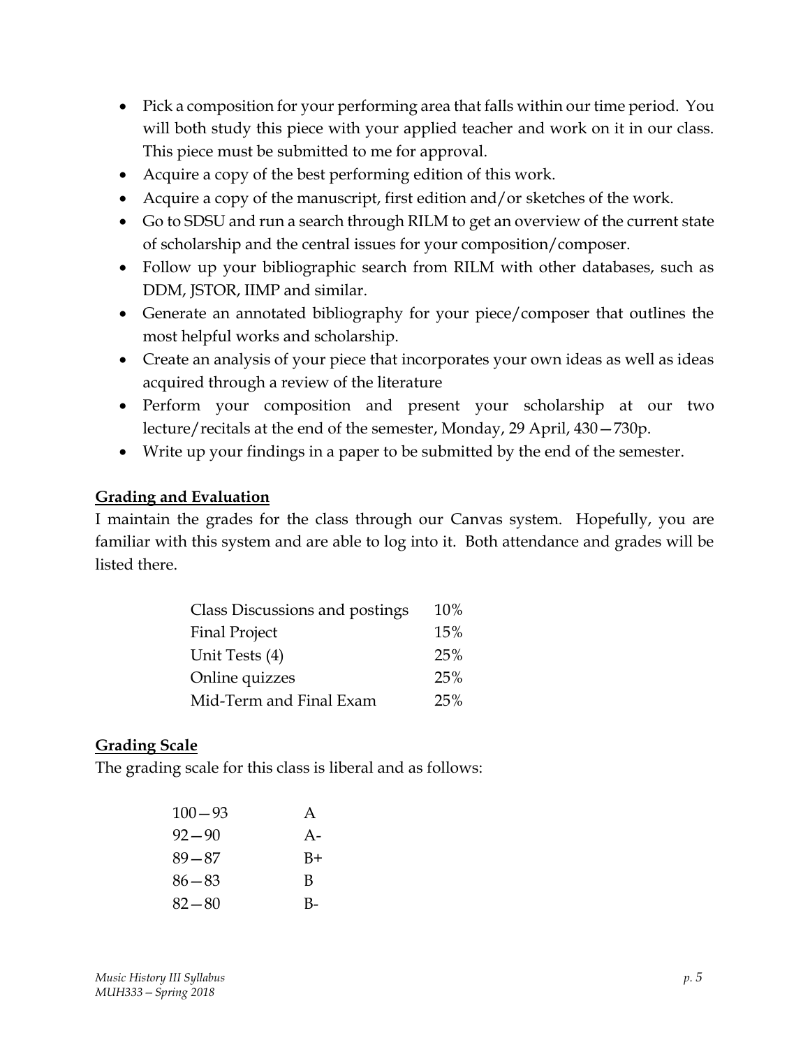- Pick a composition for your performing area that falls within our time period. You will both study this piece with your applied teacher and work on it in our class. This piece must be submitted to me for approval.
- Acquire a copy of the best performing edition of this work.
- Acquire a copy of the manuscript, first edition and/or sketches of the work.
- Go to SDSU and run a search through RILM to get an overview of the current state of scholarship and the central issues for your composition/composer.
- Follow up your bibliographic search from RILM with other databases, such as DDM, JSTOR, IIMP and similar.
- Generate an annotated bibliography for your piece/composer that outlines the most helpful works and scholarship.
- Create an analysis of your piece that incorporates your own ideas as well as ideas acquired through a review of the literature
- Perform your composition and present your scholarship at our two lecture/recitals at the end of the semester, Monday, 29 April, 430—730p.
- Write up your findings in a paper to be submitted by the end of the semester.

**Grading and Evaluation**

I maintain the grades for the class through our Canvas system. Hopefully, you are familiar with this system and are able to log into it. Both attendance and grades will be listed there.

| | |
|---|---|
| Class Discussions and postings | 10% |
| Final Project | 15% |
| Unit Tests (4) | 25% |
| Online quizzes | 25% |
| Mid-Term and Final Exam | 25% |

**Grading Scale**

The grading scale for this class is liberal and as follows:

| | |
|---|---|
| 100—93 | A |
| 92—90 | A- |
| 89—87 | B+ |
| 86—83 | B |
| 82—80 | B- |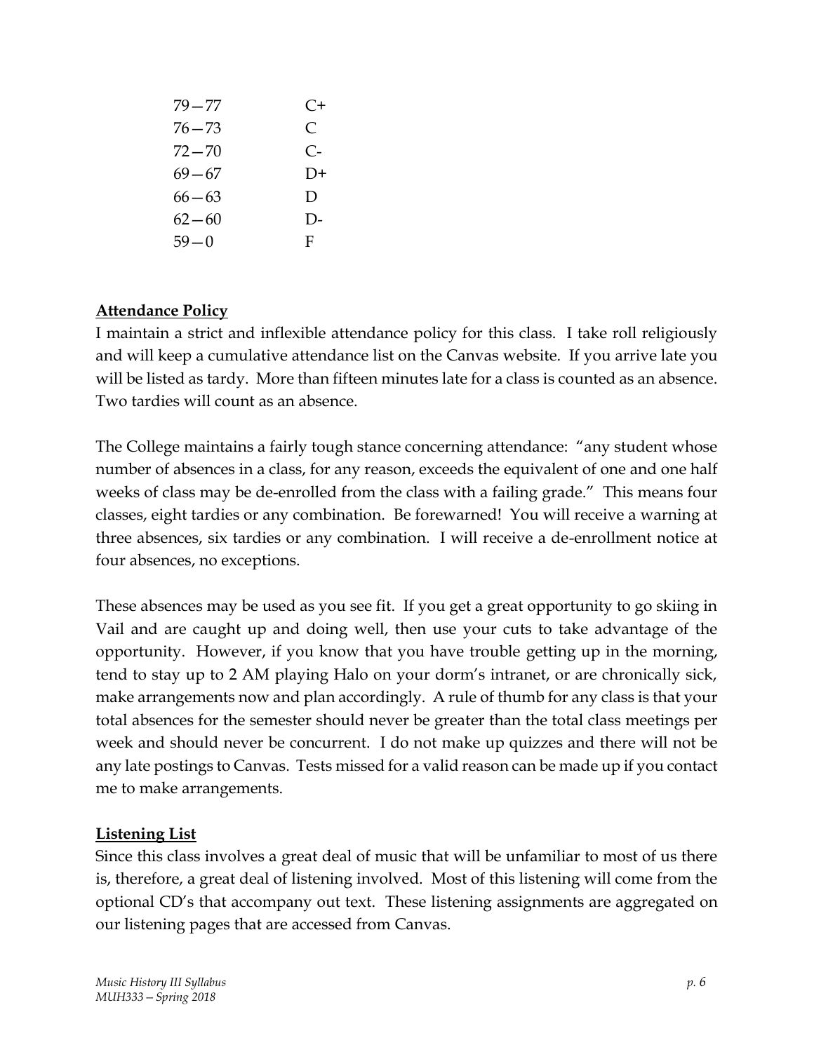| | |
|---|---|
| 79 – 77 | C+ |
| 76 – 73 | C |
| 72 – 70 | C- |
| 69 – 67 | D+ |
| 66 – 63 | D |
| 62 – 60 | D- |
| 59 – 0 | F |

## Attendance Policy

I maintain a strict and inflexible attendance policy for this class. I take roll religiously and will keep a cumulative attendance list on the Canvas website. If you arrive late you will be listed as tardy. More than fifteen minutes late for a class is counted as an absence. Two tardies will count as an absence.

The College maintains a fairly tough stance concerning attendance: "any student whose number of absences in a class, for any reason, exceeds the equivalent of one and one half weeks of class may be de-enrolled from the class with a failing grade." This means four classes, eight tardies or any combination. Be forewarned! You will receive a warning at three absences, six tardies or any combination. I will receive a de-enrollment notice at four absences, no exceptions.

These absences may be used as you see fit. If you get a great opportunity to go skiing in Vail and are caught up and doing well, then use your cuts to take advantage of the opportunity. However, if you know that you have trouble getting up in the morning, tend to stay up to 2 AM playing Halo on your dorm's intranet, or are chronically sick, make arrangements now and plan accordingly. A rule of thumb for any class is that your total absences for the semester should never be greater than the total class meetings per week and should never be concurrent. I do not make up quizzes and there will not be any late postings to Canvas. Tests missed for a valid reason can be made up if you contact me to make arrangements.

## Listening List

Since this class involves a great deal of music that will be unfamiliar to most of us there is, therefore, a great deal of listening involved. Most of this listening will come from the optional CD's that accompany out text. These listening assignments are aggregated on our listening pages that are accessed from Canvas.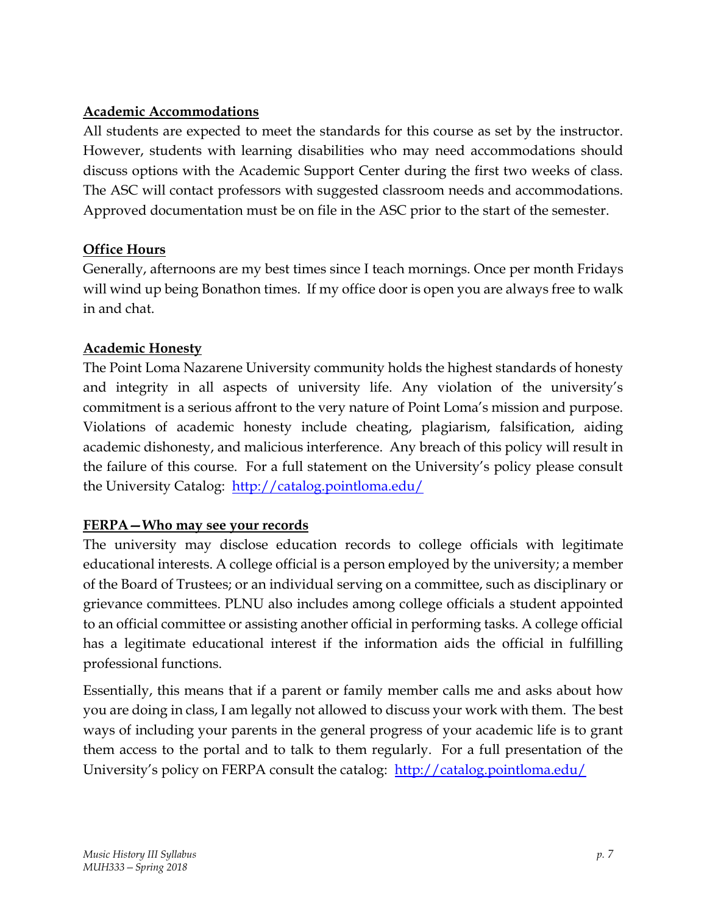**Academic Accommodations**

All students are expected to meet the standards for this course as set by the instructor. However, students with learning disabilities who may need accommodations should discuss options with the Academic Support Center during the first two weeks of class. The ASC will contact professors with suggested classroom needs and accommodations. Approved documentation must be on file in the ASC prior to the start of the semester.

**Office Hours**

Generally, afternoons are my best times since I teach mornings. Once per month Fridays will wind up being Bonathon times. If my office door is open you are always free to walk in and chat.

**Academic Honesty**

The Point Loma Nazarene University community holds the highest standards of honesty and integrity in all aspects of university life. Any violation of the university's commitment is a serious affront to the very nature of Point Loma's mission and purpose. Violations of academic honesty include cheating, plagiarism, falsification, aiding academic dishonesty, and malicious interference. Any breach of this policy will result in the failure of this course. For a full statement on the University's policy please consult the University Catalog: [http://catalog.pointloma.edu/](http://catalog.pointloma.edu/)

**FERPA—Who may see your records**

The university may disclose education records to college officials with legitimate educational interests. A college official is a person employed by the university; a member of the Board of Trustees; or an individual serving on a committee, such as disciplinary or grievance committees. PLNU also includes among college officials a student appointed to an official committee or assisting another official in performing tasks. A college official has a legitimate educational interest if the information aids the official in fulfilling professional functions.

Essentially, this means that if a parent or family member calls me and asks about how you are doing in class, I am legally not allowed to discuss your work with them. The best ways of including your parents in the general progress of your academic life is to grant them access to the portal and to talk to them regularly. For a full presentation of the University's policy on FERPA consult the catalog: [http://catalog.pointloma.edu/](http://catalog.pointloma.edu/)